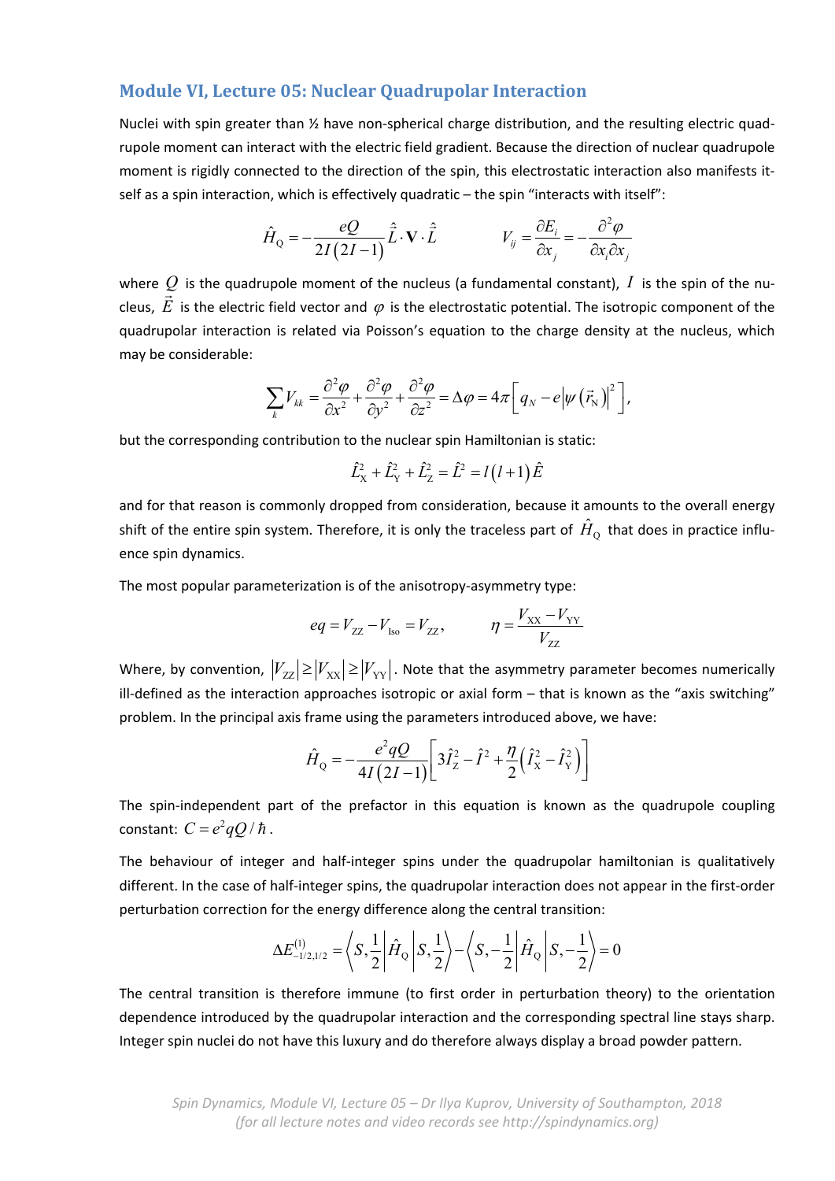## Module VI, Lecture 05: Nuclear Quadrupolar Interaction

Nuclei with spin greater than ½ have non-spherical charge distribution, and the resulting electric quadrupole moment can interact with the electric field gradient. Because the direction of nuclear quadrupole moment is rigidly connected to the direction of the spin, this electrostatic interaction also manifests itself as a spin interaction, which is effectively quadratic – the spin "interacts with itself":

$$\hat{H}_{\mathrm{Q}} = -\frac{eQ}{2I(2I-1)}\hat{\vec{L}} \cdot \mathbf{V} \cdot \hat{\vec{L}} \qquad V_{ij} = \frac{\partial E_i}{\partial x_j} = -\frac{\partial^2 \varphi}{\partial x_i \partial x_j}$$

where $Q$ is the quadrupole moment of the nucleus (a fundamental constant), $I$ is the spin of the nucleus, $\vec{E}$ is the electric field vector and $\varphi$ is the electrostatic potential. The isotropic component of the quadrupolar interaction is related via Poisson's equation to the charge density at the nucleus, which may be considerable:

$$\sum_k V_{kk} = \frac{\partial^2 \varphi}{\partial x^2} + \frac{\partial^2 \varphi}{\partial y^2} + \frac{\partial^2 \varphi}{\partial z^2} = \Delta\varphi = 4\pi\left[q_N - e\left|\psi\left(\vec{r}_{\mathrm{N}}\right)\right|^2\right],$$

but the corresponding contribution to the nuclear spin Hamiltonian is static:

$$\hat{L}_{\mathrm{X}}^2 + \hat{L}_{\mathrm{Y}}^2 + \hat{L}_{\mathrm{Z}}^2 = \hat{L}^2 = l(l+1)\hat{E}$$

and for that reason is commonly dropped from consideration, because it amounts to the overall energy shift of the entire spin system. Therefore, it is only the traceless part of $\hat{H}_{\mathrm{Q}}$ that does in practice influence spin dynamics.

The most popular parameterization is of the anisotropy-asymmetry type:

$$eq = V_{\mathrm{ZZ}} - V_{\mathrm{Iso}} = V_{\mathrm{ZZ}}, \qquad \eta = \frac{V_{\mathrm{XX}} - V_{\mathrm{YY}}}{V_{\mathrm{ZZ}}}$$

Where, by convention, $|V_{\mathrm{ZZ}}| \geq |V_{\mathrm{XX}}| \geq |V_{\mathrm{YY}}|$. Note that the asymmetry parameter becomes numerically ill-defined as the interaction approaches isotropic or axial form – that is known as the "axis switching" problem. In the principal axis frame using the parameters introduced above, we have:

$$\hat{H}_{\mathrm{Q}} = -\frac{e^2 qQ}{4I(2I-1)}\left[3\hat{I}_{\mathrm{Z}}^2 - \hat{I}^2 + \frac{\eta}{2}\left(\hat{I}_{\mathrm{X}}^2 - \hat{I}_{\mathrm{Y}}^2\right)\right]$$

The spin-independent part of the prefactor in this equation is known as the quadrupole coupling constant: $C = e^2 qQ/\hbar$.

The behaviour of integer and half-integer spins under the quadrupolar hamiltonian is qualitatively different. In the case of half-integer spins, the quadrupolar interaction does not appear in the first-order perturbation correction for the energy difference along the central transition:

$$\Delta E_{-1/2,1/2}^{(1)} = \left\langle S, \frac{1}{2}\middle|\hat{H}_{\mathrm{Q}}\middle|S, \frac{1}{2}\right\rangle - \left\langle S, -\frac{1}{2}\middle|\hat{H}_{\mathrm{Q}}\middle|S, -\frac{1}{2}\right\rangle = 0$$

The central transition is therefore immune (to first order in perturbation theory) to the orientation dependence introduced by the quadrupolar interaction and the corresponding spectral line stays sharp. Integer spin nuclei do not have this luxury and do therefore always display a broad powder pattern.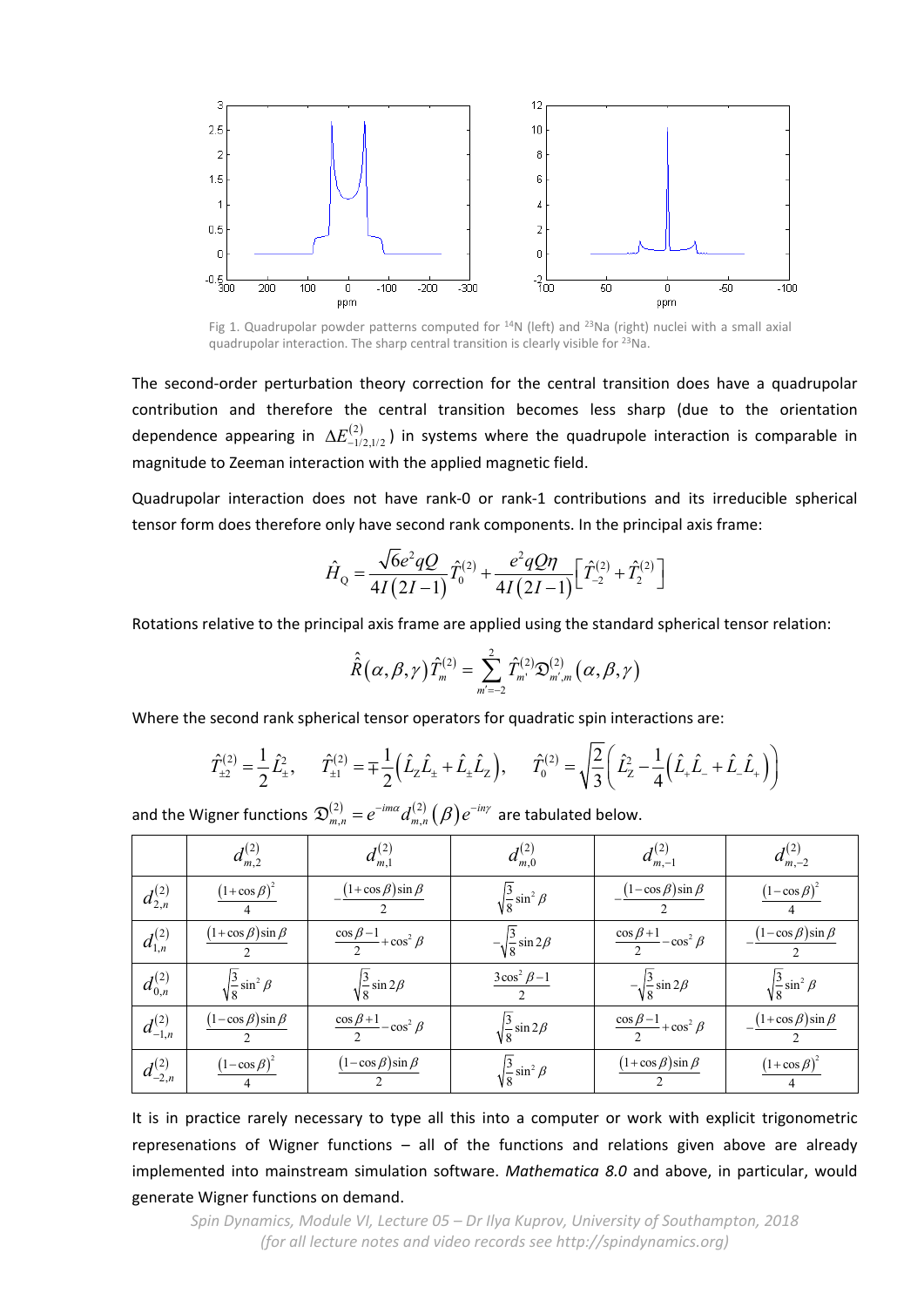Fig 1. Quadrupolar powder patterns computed for $^{14}$N (left) and $^{23}$Na (right) nuclei with a small axial quadrupolar interaction. The sharp central transition is clearly visible for $^{23}$Na.

The second-order perturbation theory correction for the central transition does have a quadrupolar contribution and therefore the central transition becomes less sharp (due to the orientation dependence appearing in $\Delta E^{(2)}_{-1/2,1/2}$) in systems where the quadrupole interaction is comparable in magnitude to Zeeman interaction with the applied magnetic field.

Quadrupolar interaction does not have rank-0 or rank-1 contributions and its irreducible spherical tensor form does therefore only have second rank components. In the principal axis frame:

$$\hat{H}_{\mathrm{Q}} = \frac{\sqrt{6}e^2 qQ}{4I(2I-1)}\hat{T}_0^{(2)} + \frac{e^2 qQ\eta}{4I(2I-1)}\left[\hat{T}_{-2}^{(2)} + \hat{T}_2^{(2)}\right]$$

Rotations relative to the principal axis frame are applied using the standard spherical tensor relation:

$$\hat{\hat{R}}(\alpha,\beta,\gamma)\hat{T}_m^{(2)} = \sum_{m'=-2}^{2}\hat{T}_{m'}^{(2)}\mathfrak{D}_{m',m}^{(2)}(\alpha,\beta,\gamma)$$

Where the second rank spherical tensor operators for quadratic spin interactions are:

$$\hat{T}_{\pm 2}^{(2)} = \frac{1}{2}\hat{L}_{\pm}^2, \quad \hat{T}_{\pm 1}^{(2)} = \mp\frac{1}{2}\left(\hat{L}_Z\hat{L}_{\pm} + \hat{L}_{\pm}\hat{L}_Z\right), \quad \hat{T}_0^{(2)} = \sqrt{\frac{2}{3}}\left(\hat{L}_Z^2 - \frac{1}{4}\left(\hat{L}_+\hat{L}_- + \hat{L}_-\hat{L}_+\right)\right)$$

and the Wigner functions $\mathfrak{D}_{m,n}^{(2)} = e^{-im\alpha}d_{m,n}^{(2)}(\beta)e^{-in\gamma}$ are tabulated below.

| | $d_{m,2}^{(2)}$ | $d_{m,1}^{(2)}$ | $d_{m,0}^{(2)}$ | $d_{m,-1}^{(2)}$ | $d_{m,-2}^{(2)}$ |
|---|---|---|---|---|---|
| $d_{2,n}^{(2)}$ | $\frac{(1+\cos\beta)^2}{4}$ | $-\frac{(1+\cos\beta)\sin\beta}{2}$ | $\sqrt{\frac{3}{8}}\sin^2\beta$ | $-\frac{(1-\cos\beta)\sin\beta}{2}$ | $\frac{(1-\cos\beta)^2}{4}$ |
| $d_{1,n}^{(2)}$ | $\frac{(1+\cos\beta)\sin\beta}{2}$ | $\frac{\cos\beta-1}{2}+\cos^2\beta$ | $-\sqrt{\frac{3}{8}}\sin 2\beta$ | $\frac{\cos\beta+1}{2}-\cos^2\beta$ | $-\frac{(1-\cos\beta)\sin\beta}{2}$ |
| $d_{0,n}^{(2)}$ | $\sqrt{\frac{3}{8}}\sin^2\beta$ | $\sqrt{\frac{3}{8}}\sin 2\beta$ | $\frac{3\cos^2\beta-1}{2}$ | $-\sqrt{\frac{3}{8}}\sin 2\beta$ | $\sqrt{\frac{3}{8}}\sin^2\beta$ |
| $d_{-1,n}^{(2)}$ | $\frac{(1-\cos\beta)\sin\beta}{2}$ | $\frac{\cos\beta+1}{2}-\cos^2\beta$ | $\sqrt{\frac{3}{8}}\sin 2\beta$ | $\frac{\cos\beta-1}{2}+\cos^2\beta$ | $-\frac{(1+\cos\beta)\sin\beta}{2}$ |
| $d_{-2,n}^{(2)}$ | $\frac{(1-\cos\beta)^2}{4}$ | $\frac{(1-\cos\beta)\sin\beta}{2}$ | $\sqrt{\frac{3}{8}}\sin^2\beta$ | $\frac{(1+\cos\beta)\sin\beta}{2}$ | $\frac{(1+\cos\beta)^2}{4}$ |

It is in practice rarely necessary to type all this into a computer or work with explicit trigonometric represenations of Wigner functions – all of the functions and relations given above are already implemented into mainstream simulation software. *Mathematica 8.0* and above, in particular, would generate Wigner functions on demand.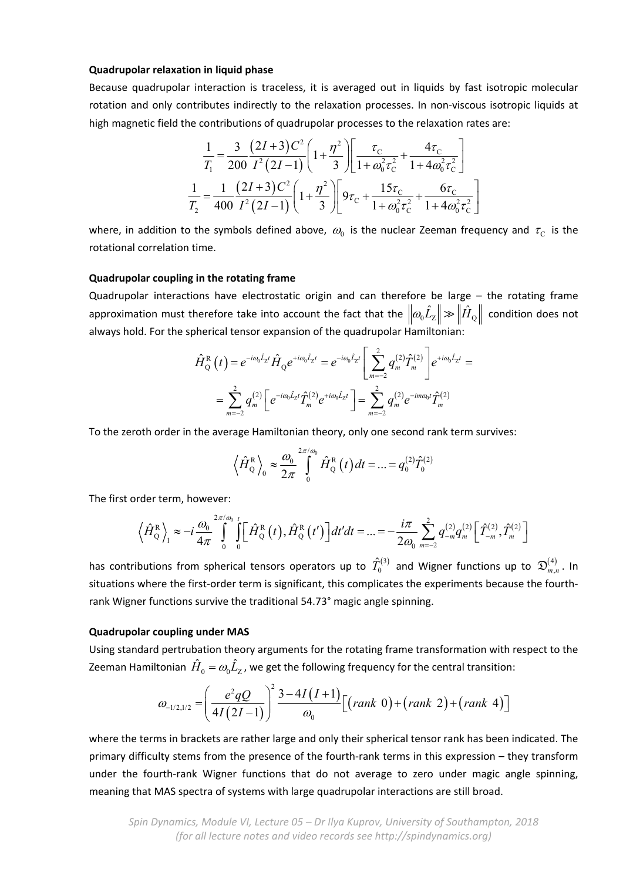**Quadrupolar relaxation in liquid phase**

Because quadrupolar interaction is traceless, it is averaged out in liquids by fast isotropic molecular rotation and only contributes indirectly to the relaxation processes. In non-viscous isotropic liquids at high magnetic field the contributions of quadrupolar processes to the relaxation rates are:

$$\frac{1}{T_1} = \frac{3}{200}\frac{(2I+3)C^2}{I^2(2I-1)}\left(1+\frac{\eta^2}{3}\right)\left[\frac{\tau_\mathrm{C}}{1+\omega_0^2\tau_\mathrm{C}^2}+\frac{4\tau_\mathrm{C}}{1+4\omega_0^2\tau_\mathrm{C}^2}\right]$$

$$\frac{1}{T_2} = \frac{1}{400}\frac{(2I+3)C^2}{I^2(2I-1)}\left(1+\frac{\eta^2}{3}\right)\left[9\tau_\mathrm{C}+\frac{15\tau_\mathrm{C}}{1+\omega_0^2\tau_\mathrm{C}^2}+\frac{6\tau_\mathrm{C}}{1+4\omega_0^2\tau_\mathrm{C}^2}\right]$$

where, in addition to the symbols defined above, $\omega_0$ is the nuclear Zeeman frequency and $\tau_\mathrm{C}$ is the rotational correlation time.

**Quadrupolar coupling in the rotating frame**

Quadrupolar interactions have electrostatic origin and can therefore be large – the rotating frame approximation must therefore take into account the fact that the $\left\|\omega_0\hat{L}_\mathrm{Z}\right\| \gg \left\|\hat{H}_\mathrm{Q}\right\|$ condition does not always hold. For the spherical tensor expansion of the quadrupolar Hamiltonian:

$$\hat{H}_\mathrm{Q}^\mathrm{R}(t) = e^{-i\omega_0\hat{L}_\mathrm{Z}t}\hat{H}_\mathrm{Q}e^{+i\omega_0\hat{L}_\mathrm{Z}t} = e^{-i\omega_0\hat{L}_\mathrm{Z}t}\left[\sum_{m=-2}^{2} q_m^{(2)}\hat{T}_m^{(2)}\right]e^{+i\omega_0\hat{L}_\mathrm{Z}t} =$$
$$= \sum_{m=-2}^{2} q_m^{(2)}\left[e^{-i\omega_0\hat{L}_\mathrm{Z}t}\hat{T}_m^{(2)}e^{+i\omega_0\hat{L}_\mathrm{Z}t}\right] = \sum_{m=-2}^{2} q_m^{(2)}e^{-im\omega_0 t}\hat{T}_m^{(2)}$$

To the zeroth order in the average Hamiltonian theory, only one second rank term survives:

$$\left\langle \hat{H}_\mathrm{Q}^\mathrm{R}\right\rangle_0 \approx \frac{\omega_0}{2\pi}\int_0^{2\pi/\omega_0}\hat{H}_\mathrm{Q}^\mathrm{R}(t)\,dt = \ldots = q_0^{(2)}\hat{T}_0^{(2)}$$

The first order term, however:

$$\left\langle \hat{H}_\mathrm{Q}^\mathrm{R}\right\rangle_1 \approx -i\frac{\omega_0}{4\pi}\int_0^{2\pi/\omega_0}\int_0^{t}\left[\hat{H}_\mathrm{Q}^\mathrm{R}(t),\hat{H}_\mathrm{Q}^\mathrm{R}(t')\right]dt'dt = \ldots = -\frac{i\pi}{2\omega_0}\sum_{m=-2}^{2} q_{-m}^{(2)}q_m^{(2)}\left[\hat{T}_{-m}^{(2)},\hat{T}_m^{(2)}\right]$$

has contributions from spherical tensors operators up to $\hat{T}_0^{(3)}$ and Wigner functions up to $\mathfrak{D}_{m,n}^{(4)}$. In situations where the first-order term is significant, this complicates the experiments because the fourth-rank Wigner functions survive the traditional 54.73° magic angle spinning.

**Quadrupolar coupling under MAS**

Using standard pertrubation theory arguments for the rotating frame transformation with respect to the Zeeman Hamiltonian $\hat{H}_0 = \omega_0\hat{L}_\mathrm{Z}$, we get the following frequency for the central transition:

$$\omega_{-1/2,1/2} = \left(\frac{e^2qQ}{4I(2I-1)}\right)^2\frac{3-4I(I+1)}{\omega_0}\left[(rank\ 0)+(rank\ 2)+(rank\ 4)\right]$$

where the terms in brackets are rather large and only their spherical tensor rank has been indicated. The primary difficulty stems from the presence of the fourth-rank terms in this expression – they transform under the fourth-rank Wigner functions that do not average to zero under magic angle spinning, meaning that MAS spectra of systems with large quadrupolar interactions are still broad.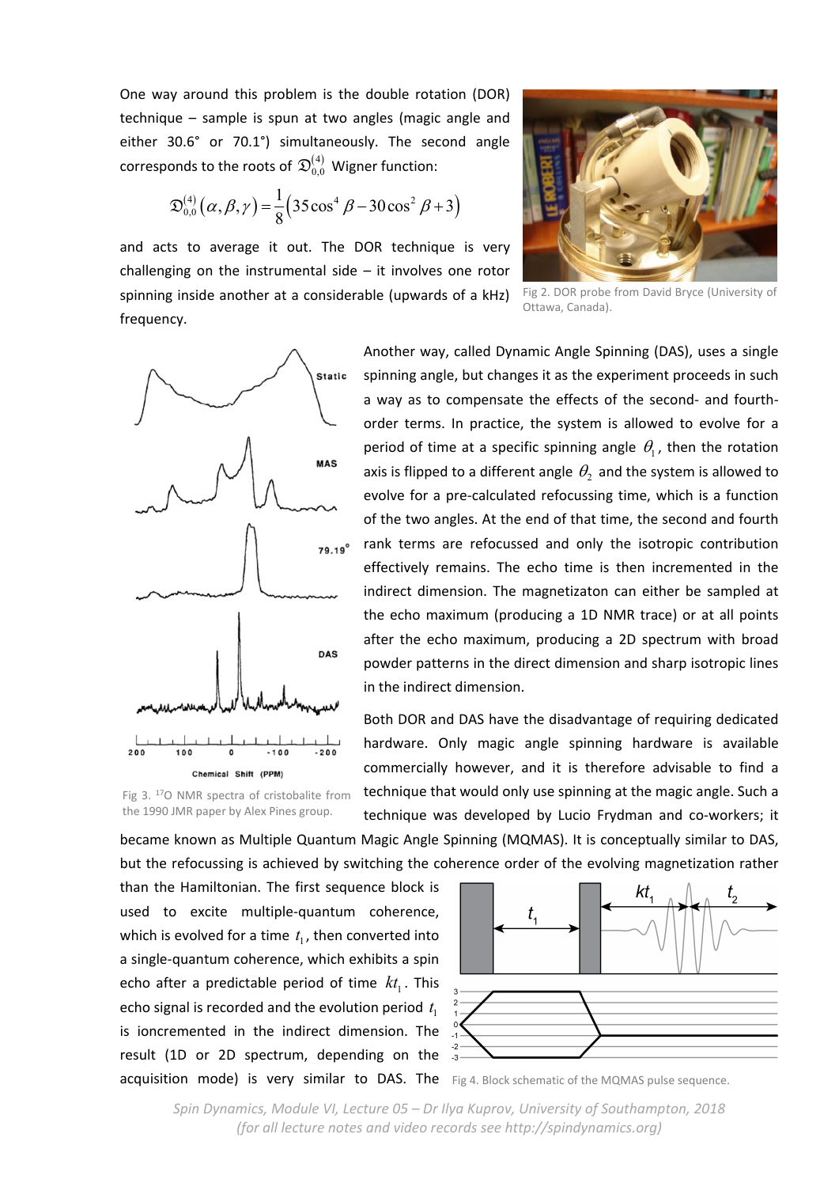One way around this problem is the double rotation (DOR) technique – sample is spun at two angles (magic angle and either 30.6° or 70.1°) simultaneously. The second angle corresponds to the roots of $\mathfrak{D}_{0,0}^{(4)}$ Wigner function:

$$\mathfrak{D}_{0,0}^{(4)}(\alpha,\beta,\gamma)=\frac{1}{8}\left(35\cos^4\beta-30\cos^2\beta+3\right)$$

and acts to average it out. The DOR technique is very challenging on the instrumental side – it involves one rotor spinning inside another at a considerable (upwards of a kHz) frequency.

Fig 2. DOR probe from David Bryce (University of Ottawa, Canada).

Another way, called Dynamic Angle Spinning (DAS), uses a single spinning angle, but changes it as the experiment proceeds in such a way as to compensate the effects of the second- and fourth-order terms. In practice, the system is allowed to evolve for a period of time at a specific spinning angle $\theta_1$, then the rotation axis is flipped to a different angle $\theta_2$ and the system is allowed to evolve for a pre-calculated refocussing time, which is a function of the two angles. At the end of that time, the second and fourth rank terms are refocussed and only the isotropic contribution effectively remains. The echo time is then incremented in the indirect dimension. The magnetizaton can either be sampled at the echo maximum (producing a 1D NMR trace) or at all points after the echo maximum, producing a 2D spectrum with broad powder patterns in the direct dimension and sharp isotropic lines in the indirect dimension.

Fig 3. $^{17}$O NMR spectra of cristobalite from the 1990 JMR paper by Alex Pines group.

Both DOR and DAS have the disadvantage of requiring dedicated hardware. Only magic angle spinning hardware is available commercially however, and it is therefore advisable to find a technique that would only use spinning at the magic angle. Such a technique was developed by Lucio Frydman and co-workers; it became known as Multiple Quantum Magic Angle Spinning (MQMAS). It is conceptually similar to DAS, but the refocussing is achieved by switching the coherence order of the evolving magnetization rather than the Hamiltonian. The first sequence block is used to excite multiple-quantum coherence, which is evolved for a time $t_1$, then converted into a single-quantum coherence, which exhibits a spin echo after a predictable period of time $kt_1$. This echo signal is recorded and the evolution period $t_1$ is ioncremented in the indirect dimension. The result (1D or 2D spectrum, depending on the acquisition mode) is very similar to DAS. The

Fig 4. Block schematic of the MQMAS pulse sequence.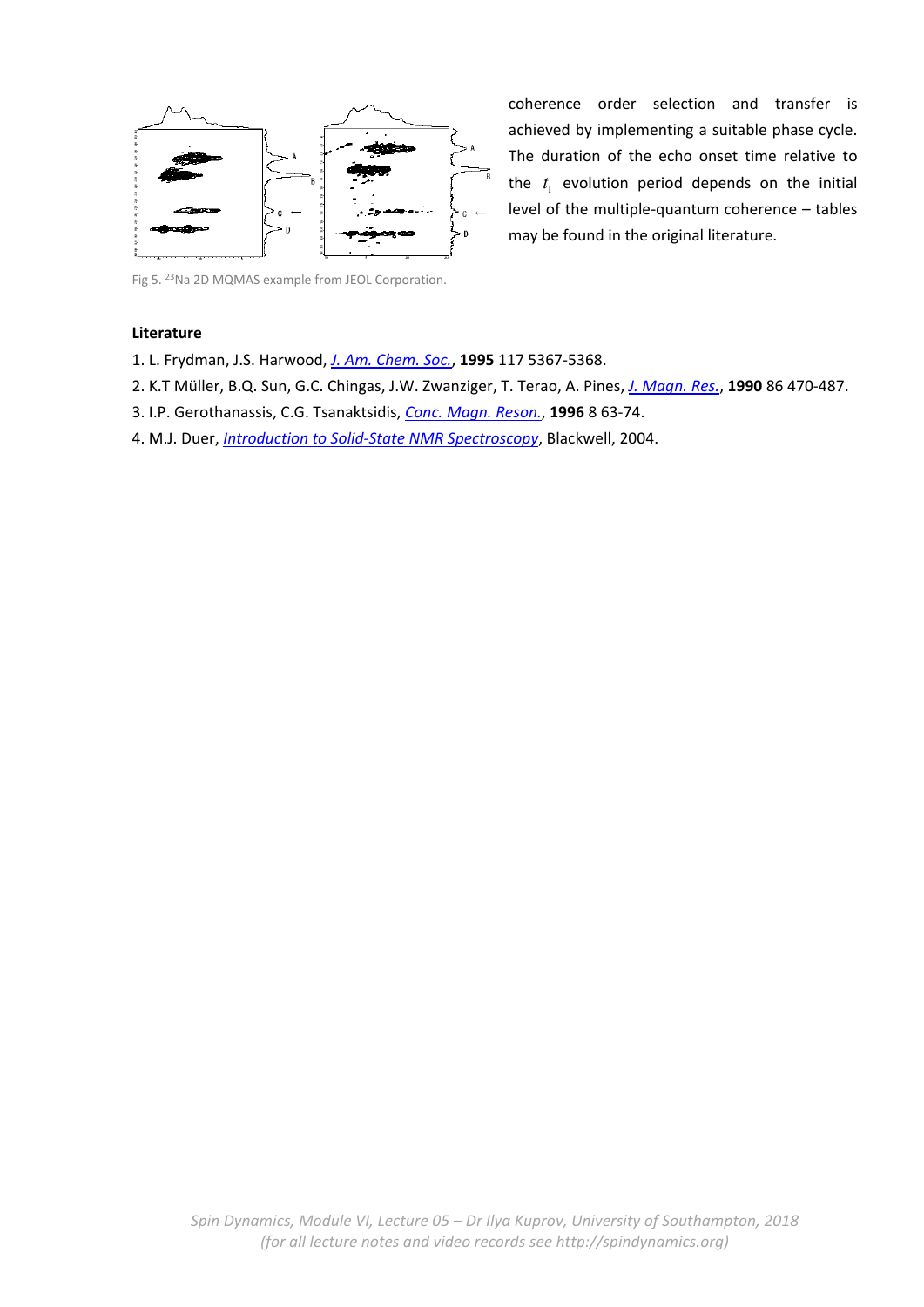coherence order selection and transfer is achieved by implementing a suitable phase cycle. The duration of the echo onset time relative to the $t_1$ evolution period depends on the initial level of the multiple-quantum coherence – tables may be found in the original literature.

A

B

C ←

D

A

B

C ←

D

Fig 5. $^{23}$Na 2D MQMAS example from JEOL Corporation.

**Literature**

1. L. Frydman, J.S. Harwood, *J. Am. Chem. Soc.*, **1995** 117 5367-5368.
2. K.T Müller, B.Q. Sun, G.C. Chingas, J.W. Zwanziger, T. Terao, A. Pines, *J. Magn. Res.*, **1990** 86 470-487.
3. I.P. Gerothanassis, C.G. Tsanaktsidis, *Conc. Magn. Reson.*, **1996** 8 63-74.
4. M.J. Duer, *Introduction to Solid-State NMR Spectroscopy*, Blackwell, 2004.